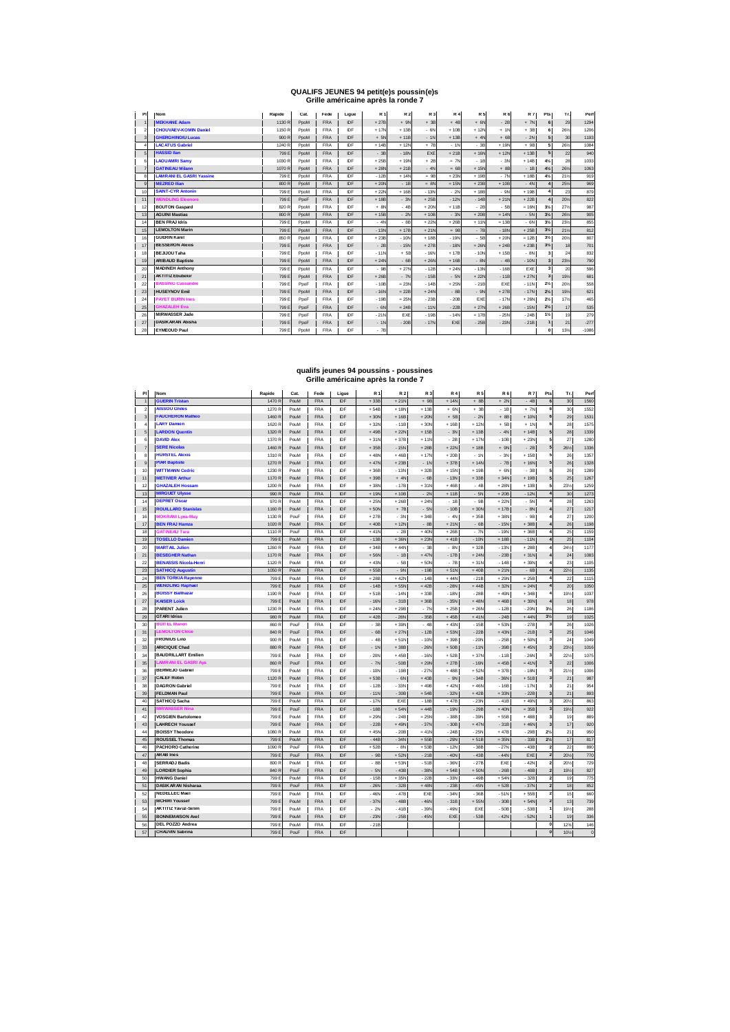# QUALIFS JEUNES 94 petit(e)s poussin(e)s
## Grille américaine après la ronde 7

| Pl | Nom | Rapide | Cat. | Fede | Ligue | R 1 | R 2 | R 3 | R 4 | R 5 | R 6 | R 7 | Pts | Tr. | Perf |
|---|---|---|---|---|---|---|---|---|---|---|---|---|---|---|---|
| 1 | MEKHANE Adam | 1130 R | PpoM | FRA | IDF | + 27B | + 9N | + 3B | + 4B | + 6N | - 2B | + 7N | 6 | 29 | 1294 |
| 2 | CHOUVAEV-KOMIN Daniel | 1150 R | PpoM | FRA | IDF | + 17N | + 13B | - 6N | + 10B | + 12N | + 1N | + 3B | 6 | 26½ | 1206 |
| 3 | GHERGHINOIU Lucas | 900 R | PpoM | FRA | IDF | + 5N | + 11B | - 1N | + 13B | + 4N | + 6B | - 2N | 5 | 30 | 1193 |
| 4 | LACATUS Gabriel | 1240 R | PpoM | FRA | IDF | + 14B | + 12N | + 7B | - 1N | - 3B | + 19N | + 9B | 5 | 26½ | 1084 |
| 5 | HASSID Ilan | 799 E | PpoM | FRA | IDF | - 3B | - 18N | EXE | + 21B | + 16N | + 12N | + 13B | 5 | 22 | 940 |
| 6 | LAOUAMRI Samy | 1030 R | PpoM | FRA | IDF | + 25B | + 19N | + 2B | = 7N | - 1B | - 3N | + 14B | 4½ | 28 | 1033 |
| 7 | GATINEAU Milann | 1070 R | PpoM | FRA | IDF | + 28N | + 21B | - 4N | = 6B | + 15N | + 8B | - 1B | 4½ | 26½ | 1063 |
| 8 | LAMRANI EL GASRI Yassine | 799 E | PpoM | FRA | IDF | - 12B | + 14N | = 9B | + 23N | + 19B | - 7N | + 18B | 4½ | 21½ | 919 |
| 9 | MEZRED Ilian | 800 R | PpoM | FRA | IDF | + 20N | - 1B | = 8N | = 15N | + 23B | + 10B | - 4N | 4 | 25½ | 969 |
| 10 | SAINT-CYR Antonin | 799 E | PpoM | FRA | IDF | + 22N | + 16B | - 13N | - 2N | + 18B | - 9N | + 19B | 4 | 23 | 879 |
| 11 | WENDLING Eleonore | 799 E | PpoF | FRA | IDF | + 18B | - 3N | + 25B | - 12N | - 14B | + 21N | + 22B | 4 | 20½ | 822 |
| 12 | BOUTON Gaspard | 820 R | PpoM | FRA | IDF | + 8N | - 4B | + 20N | + 11B | - 2B | - 5B | = 16N | 3½ | 27½ | 987 |
| 13 | AGUINI Maatias | 800 R | PpoM | FRA | IDF | + 15B | - 2N | + 10B | - 3N | + 20B | = 14N | - 5N | 3½ | 26½ | 905 |
| 14 | BEN FRAJ Idris | 799 E | PpoM | FRA | IDF | - 4N | - 8B | + 22N | + 26B | + 11N | = 13B | - 6N | 3½ | 23½ | 855 |
| 15 | LEMOLTON Marin | 799 E | PpoM | FRA | IDF | - 13N | + 17B | + 21N | = 9B | - 7B | - 18N | + 25B | 3½ | 21½ | 812 |
| 16 | GUERIN Karel | 850 R | PpoM | FRA | IDF | + 23B | - 10N | + 18B | - 19N | - 5B | + 20N | = 12B | 3½ | 20½ | 807 |
| 17 | BESSERON Alexis | 799 E | PpoM | FRA | IDF | - 2B | - 15N | + 27B | - 18N | = 26N | + 24B | + 23B | 3½ | 18 | 701 |
| 18 | BEJIJOU Taha | 799 E | PpoM | FRA | IDF | - 11N | + 5B | - 16N | + 17B | - 10N | + 15B | - 8N | 3 | 24 | 832 |
| 19 | ARIBAUD Baptiste | 799 E | PpoM | FRA | IDF | + 24N | - 6B | + 26N | + 16B | - 8N | - 4B | - 10N | 3 | 23½ | 790 |
| 20 | MADINEH Anthony | 799 E | PpoM | FRA | IDF | - 9B | + 27N | - 12B | + 24N | - 13N | - 16B | EXE | 3 | 20 | 596 |
| 21 | AKTITIZ Ebubekir | 799 E | PpoM | FRA | IDF | + 26B | - 7N | - 15B | - 5N | + 22N | - 11B | + 27N | 3 | 19½ | 681 |
| 22 | BASSING Cassandre | 799 E | PpoF | FRA | IDF | - 10B | = 23N | - 14B | + 25N | - 21B | EXE | - 11N | 2½ | 20½ | 558 |
| 23 | HUSEYNOV Emil | 799 E | PpoM | FRA | IDF | - 16N | = 22B | + 24N | - 8B | - 9N | + 27B | - 17N | 2½ | 19½ | 621 |
| 24 | PAYET BURIN Ines | 799 E | PpoF | FRA | IDF | - 19B | = 25N | - 23B | - 20B | EXE | - 17N | + 26N | 2½ | 17½ | 465 |
| 25 | GHAZALEH Eva | 799 E | PpoF | FRA | IDF | - 6N | = 24B | - 11N | - 22B | + 27N | + 26B | - 15N | 2½ | 17 | 535 |
| 26 | MIRWASSER Jade | 799 E | PpoF | FRA | IDF | - 21N | EXE | - 19B | - 14N | = 17B | - 25N | - 24B | 1½ | 19 | 279 |
| 27 | DASIKARAN Abisha | 799 E | PpoF | FRA | IDF | - 1N | - 20B | - 17N | EXE | - 25B | - 23N | - 21B | 1 | 21 | -277 |
| 28 | EYMEOUD Paul | 799 E | PpoM | FRA | IDF | - 7B | | | | | | | 0 | 13½ | -1086 |

# qualifs jeunes 94 poussins - poussines
## Grille américaine après la ronde 7

| Pl | Nom | Rapide | Cat. | Fede | Ligue | R 1 | R 2 | R 3 | R 4 | R 5 | R 6 | R 7 | Pts | Tr. | Perf |
|---|---|---|---|---|---|---|---|---|---|---|---|---|---|---|---|
| 1 | GUERIN Tristan | 1470 R | PouM | FRA | IDF | + 33B | + 21N | + 9B | + 14N | + 8B | + 2N | - 4B | 6 | 30 | 1560 |
| 2 | AISSOU Ghiles | 1270 R | PouM | FRA | IDF | + 54B | + 18N | + 13B | + 6N | + 3B | - 1B | + 7N | 6 | 30 | 1552 |
| 3 | FAUCHERON Matheo | 1460 R | PouM | FRA | IDF | + 30N | + 16B | + 20N | + 5B | - 2N | + 8B | + 10N | 6 | 29 | 1531 |
| 4 | LARY Damien | 1620 R | PouM | FRA | IDF | + 32N | - 11B | + 30N | + 16B | + 12N | + 5B | + 1N | 6 | 28 | 1575 |
| 5 | LARDON Quentin | 1320 R | PouM | FRA | IDF | + 49B | + 22N | + 15B | - 3N | + 13B | - 4N | + 14B | 5 | 28 | 1339 |
| 6 | DAVID Alex | 1370 R | PouM | FRA | IDF | + 31N | + 37B | + 11N | - 2B | + 17N | - 10B | + 23N | 5 | 27 | 1280 |
| 7 | SERE Nicolas | 1460 R | PouM | FRA | IDF | + 35B | - 15N | + 28B | + 22N | + 18B | + 9N | - 2B | 5 | 26½ | 1336 |
| 8 | HURSTEL Alexis | 1310 R | PouM | FRA | IDF | + 48N | + 46B | + 17N | + 20B | - 1N | - 3N | + 15B | 5 | 26 | 1357 |
| 9 | PUIR Baptiste | 1270 R | PouM | FRA | IDF | + 47N | + 23B | - 1N | + 37B | + 14N | - 7B | + 16N | 5 | 26 | 1328 |
| 10 | WITTMANN Cedric | 1230 R | PouM | FRA | IDF | + 36B | - 13N | + 32B | + 15N | + 19B | + 6N | - 3B | 5 | 26 | 1289 |
| 11 | METIVIER Arthur | 1170 R | PouM | FRA | IDF | + 39B | + 4N | - 6B | - 13N | + 33B | + 34N | + 19B | 5 | 25 | 1267 |
| 12 | GHAZALEH Hossam | 1200 R | PouM | FRA | IDF | + 38N | - 17B | + 31N | + 46B | - 4B | + 28N | + 13B | 5 | 23½ | 1259 |
| 13 | MIRGUET Ulysse | 990 R | PouM | FRA | IDF | + 19N | + 10B | - 2N | + 11B | - 5N | + 20B | - 12N | 4 | 30 | 1273 |
| 14 | DEPRET Oscar | 970 R | PouM | FRA | IDF | + 25N | + 26B | + 24N | - 1B | - 9B | + 22N | - 5N | 4 | 28 | 1263 |
| 15 | ROUILLARD Stanislas | 1160 R | PouM | FRA | IDF | + 50N | + 7B | - 5N | - 10B | + 30N | + 17B | - 8N | 4 | 27 | 1217 |
| 16 | MOKRANI Lyna-May | 1130 R | PouF | FRA | IDF | + 27B | - 3N | + 34B | - 4N | + 35B | + 38N | - 9B | 4 | 27 | 1200 |
| 17 | BEN FRAJ Hamza | 1020 R | PouM | FRA | IDF | + 40B | + 12N | - 8B | + 21N | - 6B | - 15N | + 36B | 4 | 26 | 1198 |
| 18 | GATINEAU Tara | 1110 R | PouF | FRA | IDF | + 41N | - 2B | + 40N | + 26B | - 7N | - 19N | + 36B | 4 | 25 | 1159 |
| 19 | TOSELLO Damien | 799 E | PouM | FRA | IDF | - 13B | + 36N | + 23N | + 41B | - 10N | + 18B | - 11N | 4 | 25 | 1194 |
| 20 | MARTIAL Julien | 1280 R | PouM | FRA | IDF | + 34B | + 44N | - 3B | - 8N | + 32B | - 13N | + 28B | 4 | 24½ | 1177 |
| 21 | BESEGHER Nathan | 1170 R | PouM | FRA | IDF | + 56N | - 1B | + 47N | - 17B | + 24N | - 23B | + 31N | 4 | 24 | 1083 |
| 22 | BENASSIS Nicola-Henri | 1120 R | PouM | FRA | IDF | + 43N | - 5B | + 50N | - 7B | + 31N | - 14B | + 39N | 4 | 23 | 1105 |
| 23 | SATHICQ Augustin | 1050 R | PouM | FRA | IDF | + 55B | - 9N | - 19B | + 51N | + 40B | + 21N | - 6B | 4 | 22½ | 1135 |
| 24 | BEN TORKIA Rayenne | 799 E | PouM | FRA | IDF | = 28B | + 42N | - 14B | + 44N | - 21B | + 29N | = 25B | 4 | 22 | 1115 |
| 25 | WENDLING Raphael | 799 E | PouM | FRA | IDF | - 14B | + 55N | = 42B | - 28N | + 44B | + 32N | = 24N | 4 | 20 | 1050 |
| 26 | BOISSY Balthazar | 1190 R | PouM | FRA | IDF | + 51B | - 14N | + 33B | - 18N | - 28B | + 49N | + 34B | 4 | 19½ | 1037 |
| 27 | KAISER Loick | 799 E | PouM | FRA | IDF | - 16N | - 31B | + 36B | - 35N | + 48N | + 46B | + 30N | 4 | 18 | 978 |
| 28 | PARENT Julien | 1230 R | PouM | FRA | IDF | = 24N | + 29B | - 7N | + 25B | + 26N | - 12B | - 20N | 3½ | 26 | 1186 |
| 29 | GTARI Idriss | 980 R | PouM | FRA | IDF | = 42B | - 28N | - 35B | + 45B | + 41N | - 24B | + 44N | 3½ | 19 | 1025 |
| 30 | BOITEL Manon | 860 R | PouF | FRA | IDF | - 3B | + 39N | - 4B | + 43N | - 15B | + 53N | - 27B | 3 | 26 | 1026 |
| 31 | LEMOLTON Chloe | 840 R | PouF | FRA | IDF | - 6B | + 27N | - 12B | + 53N | - 22B | + 43N | - 21B | 3 | 25 | 1046 |
| 32 | FRONIUS Lino | 900 R | PouM | FRA | IDF | - 4B | + 51N | - 10N | + 39B | - 20N | - 25B | + 50N | 3 | 24 | 1049 |
| 33 | ARICIQUE Chad | 880 R | PouM | FRA | IDF | - 1N | + 38B | - 26N | + 50B | - 11N | - 39B | + 45N | 3 | 23½ | 1016 |
| 34 | BAUDRILLART Emilien | 799 E | PouM | FRA | IDF | - 20N | + 45B | - 16N | + 52B | + 37N | - 11B | - 26N | 3 | 22½ | 1075 |
| 35 | LAMRANI EL GASRI Aya | 860 R | PouF | FRA | IDF | - 7N | - 50B | + 29N | + 27B | - 16N | = 45B | = 41N | 3 | 22 | 1006 |
| 36 | BERMEJO Gabriel | 799 E | PouM | FRA | IDF | - 10N | - 19B | - 27N | + 48B | + 52N | + 37B | - 18N | 3 | 21½ | 1006 |
| 37 | CALEF Robin | 1120 R | PouM | FRA | IDF | + 53B | - 6N | + 43B | - 9N | - 34B | - 36N | + 51B | 3 | 21 | 987 |
| 38 | DAGRON Gabriel | 799 E | PouM | FRA | IDF | - 12B | - 33N | + 49B | + 42N | + 46N | - 16B | - 17N | 3 | 21 | 954 |
| 39 | FELDMAN Paul | 799 E | PouM | FRA | IDF | - 11N | - 30B | + 54B | - 32N | + 42B | + 33N | - 22B | 3 | 21 | 893 |
| 40 | SATHICQ Sacha | 799 E | PouM | FRA | IDF | - 17N | EXE | - 18B | + 47B | - 23N | - 41B | + 49N | 3 | 20½ | 863 |
| 41 | MIRWASSER Nina | 799 E | PouF | FRA | IDF | - 18B | + 54N | = 44B | - 19N | - 29B | + 40N | = 35B | 3 | 19½ | 922 |
| 42 | VOSGIEN Bartolomeo | 799 E | PouM | FRA | IDF | = 29N | - 24B | = 25N | - 38B | - 39N | + 55B | + 48B | 3 | 19 | 889 |
| 43 | LAHRECH Youssef | 799 E | PouM | FRA | IDF | - 22B | + 49N | - 37N | - 30B | + 47N | - 31B | + 46N | 3 | 17 | 920 |
| 44 | BOISSY Theodore | 1060 R | PouM | FRA | IDF | + 45N | - 20B | = 41N | - 24B | - 25N | + 47B | - 29B | 2½ | 21 | 950 |
| 45 | ROUSSEL Thomas | 799 E | PouM | FRA | IDF | - 44B | - 34N | + 55B | - 29N | + 51B | = 35N | - 33B | 2½ | 17 | 817 |
| 46 | PACHORO Catherine | 1090 R | PouF | FRA | IDF | + 52B | - 8N | + 53B | - 12N | - 38B | - 27N | - 43B | 2 | 22 | 890 |
| 47 | ARAB Ines | 799 E | PouF | FRA | IDF | - 9B | + 52N | - 21B | - 40N | - 43B | - 44N | EXE | 2 | 20½ | 770 |
| 48 | SERRADJ Badis | 800 R | PouM | FRA | IDF | - 8B | + 53N | - 51B | - 36N | - 27B | EXE | - 42N | 2 | 20½ | 729 |
| 49 | LORDIER Sophia | 840 R | PouF | FRA | IDF | - 5N | - 43B | - 38N | + 54B | + 50N | - 26B | - 40B | 2 | 19½ | 827 |
| 50 | HWANG Daniel | 799 E | PouM | FRA | IDF | - 15B | + 35N | - 22B | - 33N | - 49B | + 54N | - 32B | 2 | 19 | 775 |
| 51 | DASIKARAN Nisharaa | 799 E | PouF | FRA | IDF | - 26N | - 32B | + 48N | - 23B | - 45N | + 52B | - 37N | 2 | 18 | 852 |
| 52 | NEDELLEC Mael | 799 E | PouM | FRA | IDF | - 46N | - 47B | EXE | - 34N | - 36B | - 51N | + 55B | 2 | 15 | 660 |
| 53 | MCHIRI Youssef | 799 E | PouM | FRA | IDF | - 37N | - 48B | - 46N | - 31B | + 55N | - 30B | + 54N | 2 | 13 | 739 |
| 54 | AKTITIZ Yavuz-Selim | 799 E | PouM | FRA | IDF | - 2N | - 41B | - 39N | - 49N | EXE | - 50B | - 53B | 1 | 19½ | 288 |
| 55 | BONNEMAISON Axel | 799 E | PouM | FRA | IDF | - 23N | - 25B | - 45N | EXE | - 53B | - 42N | - 52N | 1 | 19 | 336 |
| 56 | DEL POZZO Andrea | 799 E | PouM | FRA | IDF | - 21B | | | | | | | 0 | 12½ | 146 |
| 57 | CHAUVIN Sabrina | 799 E | PouF | FRA | IDF | | | | | | | | 0 | 10½ | 0 |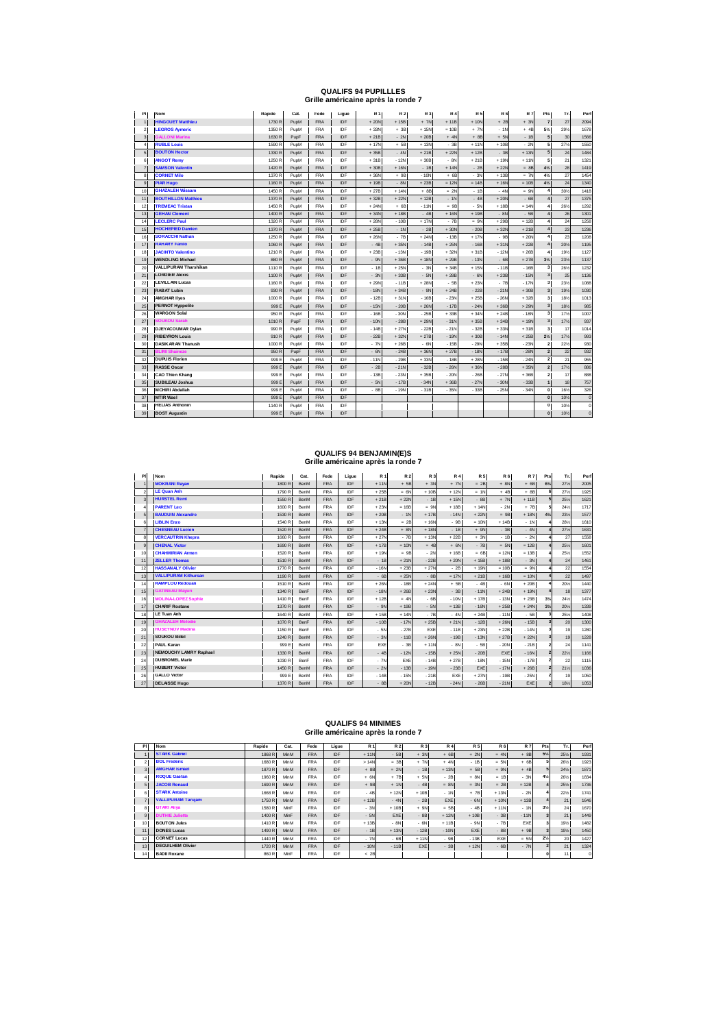# QUALIFS 94 PUPILLLES
## Grille américaine après la ronde 7

| Pl | Nom | Rapide | Cat. | Fede | Ligue | R 1 | R 2 | R 3 | R 4 | R 5 | R 6 | R 7 | Pts | Tr. | Perf |
|---|---|---|---|---|---|---|---|---|---|---|---|---|---|---|---|
| 1 | HINGOUET Matthieu | 1730 R | PupM | FRA | IDF | + 20N | + 15B | + 7N | + 11B | + 10N | + 2B | + 3N | 7 | 27 | 2094 |
| 2 | LEGROS Aymeric | 1350 R | PupM | FRA | IDF | + 33N | + 3B | + 15N | = 10B | + 7N | - 1N | + 4B | 5½ | 29½ | 1678 |
| 3 | GALLONI Marina | 1630 R | PupF | FRA | IDF | + 21B | - 2N | + 20B | + 4N | + 8B | + 5N | - 1B | 5 | 30 | 1566 |
| 4 | RUBLE Louis | 1590 R | PupM | FRA | IDF | + 17N | + 5B | + 13N | - 3B | + 11N | + 10B | - 2N | 5 | 27½ | 1550 |
| 5 | BOUTON Hector | 1330 R | PupM | FRA | IDF | + 35B | - 4N | + 21B | + 22N | + 12B | - 3B | + 13N | 5 | 24 | 1484 |
| 6 | ANGOT Remy | 1250 R | PupM | FRA | IDF | + 31B | - 12N | + 30B | - 8N | + 21B | + 19N | + 11N | 5 | 21 | 1321 |
| 7 | SAMSON Valentin | 1420 R | PupM | FRA | IDF | + 30B | + 16N | - 1B | + 14N | - 2B | + 22N | = 8B | 4½ | 28 | 1419 |
| 8 | CORNET Milo | 1370 R | PupM | FRA | IDF | + 36N | + 9B | - 10N | + 6B | - 3N | + 13B | = 7N | 4½ | 27 | 1454 |
| 9 | PIAR Hugo | 1160 R | PupM | FRA | IDF | + 19B | - 8N | + 23B | = 12N | = 14B | + 16N | = 10B | 4½ | 24 | 1340 |
| 10 | GHAZALEH Wissam | 1450 R | PupM | FRA | IDF | + 27B | + 14N | + 8B | = 2N | - 1B | - 4N | = 9N | 4 | 30½ | 1418 |
| 11 | BOUTHILLON Matthieu | 1370 R | PupM | FRA | IDF | + 32B | + 22N | + 12B | - 1N | - 4B | + 20N | - 6B | 4 | 27 | 1375 |
| 12 | TREMEAC Tristan | 1450 R | PupM | FRA | IDF | + 24N | + 6B | - 11N | = 9B | - 5N | + 18B | = 14N | 4 | 26½ | 1292 |
| 13 | GEHAN Clement | 1400 R | PupM | FRA | IDF | + 34N | + 18B | - 4B | + 16N | + 19B | - 8N | - 5B | 4 | 26 | 1301 |
| 14 | LECLERC Paul | 1320 R | PupM | FRA | IDF | + 28N | - 10B | + 17N | - 7B | = 9N | + 29B | = 12B | 4 | 24 | 1258 |
| 15 | HOCHEPIED Damien | 1370 R | PupM | FRA | IDF | + 25B | - 1N | - 2B | + 30N | - 20B | + 32N | + 21B | 4 | 23 | 1236 |
| 16 | SORACCHI Nathan | 1250 R | PupM | FRA | IDF | + 26N | - 7B | + 24N | - 13B | + 17N | - 9B | + 20N | 4 | 23 | 1208 |
| 17 | RAHARY Fanilo | 1060 R | PupM | FRA | IDF | - 4B | + 35N | - 14B | + 25N | - 16B | + 31N | + 22B | 4 | 20½ | 1195 |
| 18 | JACINTO Valentino | 1210 R | PupM | FRA | IDF | + 23B | - 13N | - 19B | + 32N | + 31B | - 12N | + 26B | 4 | 19½ | 1127 |
| 19 | WENDLING Michael | 880 R | PupM | FRA | IDF | - 9N | + 36B | + 18N | + 29B | - 13N | - 6B | = 27B | 3½ | 23½ | 1137 |
| 20 | VALLIPURAM Tharshikan | 1110 R | PupM | FRA | IDF | - 1B | + 25N | - 3N | + 34B | + 15N | - 11B | - 16B | 3 | 26½ | 1232 |
| 21 | LORDIER Alexis | 1100 R | PupM | FRA | IDF | - 3N | + 33B | - 5N | + 28B | - 6N | + 23B | - 15N | 3 | 25 | 1136 |
| 22 | LEVILLAIN Lucas | 1160 R | PupM | FRA | IDF | + 29N | - 11B | + 28N | - 5B | + 23N | - 7B | - 17N | 3 | 23½ | 1088 |
| 23 | RABAT Lubin | 930 R | PupM | FRA | IDF | - 18N | + 34B | - 9N | + 24B | - 22B | - 21N | + 30B | 3 | 19½ | 1030 |
| 24 | AMGHAR Ilyes | 1000 R | PupM | FRA | IDF | - 12B | + 31N | - 16B | - 23N | + 25B | - 26N | + 32B | 3 | 18½ | 1013 |
| 25 | PERNOT Hyppolite | 999 E | PupM | FRA | IDF | - 15N | - 20B | + 26N | - 17B | - 24N | + 36B | > 29N | 3 | 18½ | 985 |
| 26 | WARGON Solal | 950 R | PupM | FRA | IDF | - 16B | - 30N | - 25B | + 33B | + 34N | + 24B | - 18N | 3 | 17½ | 1007 |
| 27 | SOUKOU Sarah | 1010 R | PupF | FRA | IDF | - 10N | - 28B | = 29N | - 31N | + 35B | + 34B | = 19N | 3 | 17½ | 937 |
| 28 | DJEYACOUMAR Dylan | 990 R | PupM | FRA | IDF | - 14B | + 27N | - 22B | - 21N | - 32B | + 33N | + 31B | 3 | 17 | 1014 |
| 29 | RIBEYRON Louis | 910 R | PupM | FRA | IDF | - 22B | + 32N | = 27B | - 19N | + 30B | - 14N | < 25B | 2½ | 17½ | 993 |
| 30 | DASIKARAN Thanush | 1000 R | PupM | FRA | IDF | - 7N | + 26B | - 6N | - 15B | - 29N | + 35B | - 23N | 2 | 22½ | 930 |
| 31 | SLIMI Shaineze | 950 R | PupF | FRA | IDF | - 6N | - 24B | + 36N | + 27B | - 18N | - 17B | - 28N | 2 | 22 | 932 |
| 32 | DUPUIS Florien | 999 E | PupM | FRA | IDF | - 11N | - 29B | + 33N | - 18B | + 28N | - 15B | - 24N | 2 | 21 | 955 |
| 33 | RASSE Oscar | 999 E | PupM | FRA | IDF | - 2B | - 21N | - 32B | - 26N | + 36N | - 28B | + 35N | 2 | 17½ | 886 |
| 34 | CAO Thien Khang | 999 E | PupM | FRA | IDF | - 13B | - 23N | + 35B | - 20N | - 26B | - 27N | + 36B | 2 | 17 | 888 |
| 35 | SUBILEAU Joshua | 999 E | PupM | FRA | IDF | - 5N | - 17B | - 34N | + 36B | - 27N | - 30N | - 33B | 1 | 18 | 757 |
| 36 | MCHIRI Abdallah | 999 E | PupM | FRA | IDF | - 8B | - 19N | - 31B | - 35N | - 33B | - 25N | - 34N | 0 | 16½ | 326 |
| 37 | MTIR Wael | 999 E | PupM | FRA | IDF | | | | | | | | 0 | 10½ | 0 |
| 38 | HELIAS Anthonin | 1140 R | PupM | FRA | IDF | | | | | | | | 0 | 10½ | 0 |
| 39 | BOST Augustin | 999 E | PupM | FRA | IDF | | | | | | | | 0 | 10½ | 0 |

# QUALIFS 94 BENJAMIN(E)S
## Grille américaine après la ronde 7

| Pl | Nom | Rapide | Cat. | Fede | Ligue | R 1 | R 2 | R 3 | R 4 | R 5 | R 6 | R 7 | Pts | Tr. | Perf |
|---|---|---|---|---|---|---|---|---|---|---|---|---|---|---|---|
| 1 | MOKRANI Rayan | 1800 R | BenM | FRA | IDF | + 11N | + 5B | + 3N | + 7N | = 2B | + 8N | + 6B | 6½ | 27½ | 2005 |
| 2 | LE Quan Anh | 1790 R | BenM | FRA | IDF | + 25B | = 6N | + 10B | + 12N | = 1N | + 4B | + 8B | 6 | 27½ | 1925 |
| 3 | HURSTEL Remi | 1550 R | BenM | FRA | IDF | + 21B | + 22N | - 1B | + 15N | - 8B | + 7N | + 11B | 5 | 25½ | 1621 |
| 4 | PARENT Leo | 1600 R | BenM | FRA | IDF | + 23N | = 16B | = 9N | + 18B | + 14N | - 2N | + 7B | 5 | 24½ | 1717 |
| 5 | BAUDUIN Alexandre | 1530 R | BenM | FRA | IDF | + 20B | - 1N | + 17B | - 14N | + 22N | = 9B | + 18N | 4½ | 23½ | 1577 |
| 6 | LIBLIN Enzo | 1540 R | BenM | FRA | IDF | + 13N | = 2B | + 16N | - 9B | = 10N | + 14B | - 1N | 4 | 28½ | 1610 |
| 7 | CHESNEAU Lucien | 1520 R | BenM | FRA | IDF | + 24B | + 8N | + 18N | - 1B | + 9N | - 3B | - 4N | 4 | 27½ | 1631 |
| 8 | VERCAUTRIN Khepra | 1660 R | BenM | FRA | IDF | + 27N | - 7B | + 13N | + 22B | + 3N | - 1B | - 2N | 4 | 27 | 1558 |
| 9 | CHENAL Victor | 1690 R | BenM | FRA | IDF | + 17B | = 10N | = 4B | + 6N | - 7B | = 5N | = 12B | 4 | 25½ | 1601 |
| 10 | CHAHMIRIAN Armen | 1520 R | BenM | FRA | IDF | + 19N | = 9B | - 2N | + 16B | = 6B | = 12N | = 13B | 4 | 25½ | 1552 |
| 11 | ZELLER Thomas | 1510 R | BenM | FRA | IDF | - 1B | + 21N | - 22B | + 20N | + 15B | + 16B | - 3N | 4 | 24 | 1461 |
| 12 | HASSANALY Olivier | 1770 R | BenM | FRA | IDF | - 16N | + 23B | + 27N | - 2B | + 19N | = 10B | = 9N | 4 | 22 | 1554 |
| 13 | VALLIPURAM Kithursan | 1190 R | BenM | FRA | IDF | - 6B | + 25N | - 8B | = 17N | + 21B | + 16B | = 10N | 4 | 22 | 1497 |
| 14 | RAMPLOU Redouan | 1510 R | BenM | FRA | IDF | + 26N | - 18B | + 24N | + 5B | - 4B | - 6N | + 20B | 4 | 20½ | 1440 |
| 15 | GATINEAU Mayun | 1340 R | BenF | FRA | IDF | - 18N | + 26B | + 23N | - 3B | - 11N | + 24B | + 19N | 4 | 18 | 1377 |
| 16 | MOLINA-LOPEZ Sophie | 1410 R | BenF | FRA | IDF | + 12B | = 4N | - 6B | - 10N | + 17B | - 13N | + 23B | 3½ | 24½ | 1474 |
| 17 | CHARIF Rostane | 1370 R | BenM | FRA | IDF | - 9N | + 19B | - 5N | = 13B | - 16N | + 25B | + 24N | 3½ | 20½ | 1339 |
| 18 | LE Tuan Anh | 1640 R | BenM | FRA | IDF | + 15B | + 14N | - 7B | - 4N | + 24B | - 11N | - 5B | 3 | 25½ | 1408 |
| 19 | GHAZALEH Melodie | 1070 R | BenF | FRA | IDF | - 10B | - 17N | + 25B | + 21N | - 12B | + 26N | - 15B | 3 | 20 | 1300 |
| 20 | HUSEYNOV Madina | 1150 R | BenF | FRA | IDF | - 5N | - 27B | EXE | - 11B | + 23N | + 22B | - 14N | 3 | 19 | 1280 |
| 21 | SOUKOU Billel | 1240 R | BenM | FRA | IDF | - 3N | - 11B | + 26N | - 19B | - 13N | + 27B | + 22N | 3 | 19 | 1228 |
| 22 | PAUL Karan | 999 E | BenM | FRA | IDF | EXE | - 3B | + 11N | - 8N | - 5B | - 20N | - 21B | 2 | 24 | 1141 |
| 23 | NEMOUCHY LAMRY Raphael | 1330 R | BenM | FRA | IDF | - 4B | - 12N | - 15B | + 25N | - 20B | EXE | - 16N | 2 | 22½ | 1166 |
| 24 | DUBROMEL Marie | 1030 R | BenF | FRA | IDF | - 7N | EXE | - 14B | + 27B | - 18N | - 15N | - 17B | 2 | 22 | 1115 |
| 25 | HUBERT Victor | 1450 R | BenM | FRA | IDF | - 2N | - 13B | - 19N | - 23B | EXE | - 17N | + 26B | 2 | 21½ | 1036 |
| 26 | GALLO Victor | 999 E | BenM | FRA | IDF | - 14B | - 15N | - 21B | EXE | + 27N | - 19B | - 25N | 2 | 19 | 1050 |
| 27 | DELAISSE Hugo | 1370 R | BenM | FRA | IDF | - 8B | + 20N | - 12B | - 24N | - 26B | - 21N | EXE | 2 | 18½ | 1053 |

# QUALIFS 94 MINIMES
## Grille américaine après la ronde 7

| Pl | Nom | Rapide | Cat. | Fede | Ligue | R 1 | R 2 | R 3 | R 4 | R 5 | R 6 | R 7 | Pts | Tr. | Perf |
|---|---|---|---|---|---|---|---|---|---|---|---|---|---|---|---|
| 1 | STARK Gabriel | 1868 R | MinM | FRA | IDF | + 11N | - 5B | + 3N | + 6B | + 2N | = 4N | + 8B | 5½ | 25½ | 1931 |
| 2 | BOL Frederic | 1680 R | MinM | FRA | IDF | > 14N | = 3B | + 7N | + 4N | - 1B | = 5N | + 6B | 5 | 26½ | 1923 |
| 3 | AMGHAR Ismael | 1870 R | MinM | FRA | IDF | + 8B | = 2N | - 1B | + 13N | = 5B | + 9N | + 4B | 5 | 24½ | 1871 |
| 4 | ROQUE Gaetan | 1960 R | MinM | FRA | IDF | + 5N | + 7B | + 5N | - 2B | + 8N | = 1B | - 3N | 4½ | 26½ | 1834 |
| 5 | JACOB Renaud | 1690 R | MinM | FRA | IDF | + 9B | + 1N | - 4B | = 8N | = 3N | = 2B | + 12B | 4 | 25½ | 1736 |
| 6 | STARK Antoine | 1668 R | MinM | FRA | IDF | - 4B | + 12N | + 10B | - 1N | + 7B | + 13N | - 2N | 4 | 22½ | 1741 |
| 7 | VALLIPURAM Tarujam | 1750 R | MinM | FRA | IDF | + 12B | - 4N | - 2B | EXE | - 6N | + 10N | + 13B | 4 | 21 | 1646 |
| 8 | STARI Atya | 1580 R | MinF | FRA | IDF | - 3N | + 10B | + 9N | = 5B | - 4B | + 11N | - 1N | 3½ | 24 | 1670 |
| 9 | DUTHIE Juliette | 1400 R | MinF | FRA | IDF | - 5N | EXE | - 8B | + 12N | + 10B | - 3B | - 11N | 3 | 21 | 1449 |
| 10 | BOUTON Jules | 1410 R | MinM | FRA | IDF | + 13B | - 8N | - 6N | + 11B | - 9N | - 7B | EXE | 3 | 19½ | 1482 |
| 11 | DONES Lucas | 1490 R | MinM | FRA | IDF | - 1B | + 13N | - 12B | - 10N | EXE | - 8B | + 9B | 3 | 19½ | 1450 |
| 12 | CORNET Lucas | 1440 R | MinM | FRA | IDF | - 7N | - 6B | + 11N | - 9B | - 13B | EXE | = 5N | 2½ | 20 | 1427 |
| 13 | DEGUILHEM Olivier | 1720 R | MinM | FRA | IDF | - 10N | - 11B | EXE | - 3B | + 12N | - 6B | - 7N | 2 | 21 | 1324 |
| 14 | BADII Roxane | 860 R | MinF | FRA | IDF | < 2B | | | | | | | 0 | 11 | 0 |